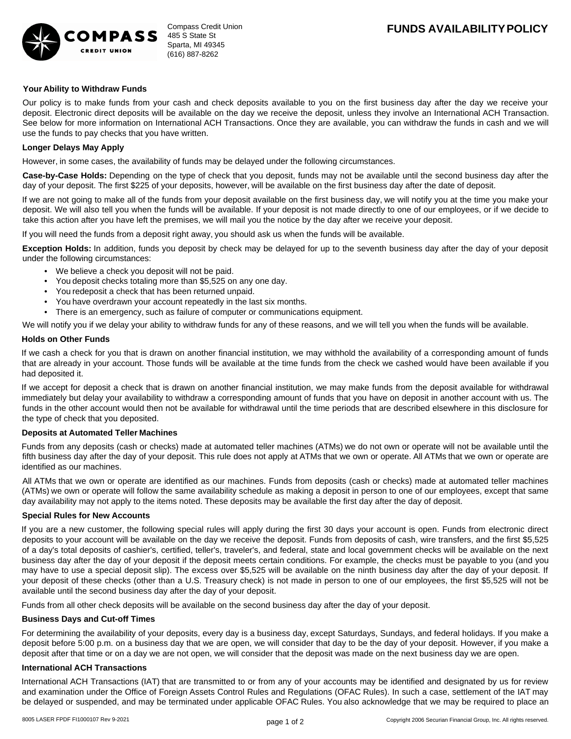Compass Credit Union
485 S State St
Sparta, MI 49345
(616) 887-8262

# FUNDS AVAILABILITY POLICY

**Your Ability to Withdraw Funds**

Our policy is to make funds from your cash and check deposits available to you on the first business day after the day we receive your deposit. Electronic direct deposits will be available on the day we receive the deposit, unless they involve an International ACH Transaction. See below for more information on International ACH Transactions. Once they are available, you can withdraw the funds in cash and we will use the funds to pay checks that you have written.

**Longer Delays May Apply**

However, in some cases, the availability of funds may be delayed under the following circumstances.

**Case-by-Case Holds:** Depending on the type of check that you deposit, funds may not be available until the second business day after the day of your deposit. The first $225 of your deposits, however, will be available on the first business day after the date of deposit.

If we are not going to make all of the funds from your deposit available on the first business day, we will notify you at the time you make your deposit. We will also tell you when the funds will be available. If your deposit is not made directly to one of our employees, or if we decide to take this action after you have left the premises, we will mail you the notice by the day after we receive your deposit.

If you will need the funds from a deposit right away, you should ask us when the funds will be available.

**Exception Holds:** In addition, funds you deposit by check may be delayed for up to the seventh business day after the day of your deposit under the following circumstances:

- We believe a check you deposit will not be paid.
- You deposit checks totaling more than $5,525 on any one day.
- You redeposit a check that has been returned unpaid.
- You have overdrawn your account repeatedly in the last six months.
- There is an emergency, such as failure of computer or communications equipment.

We will notify you if we delay your ability to withdraw funds for any of these reasons, and we will tell you when the funds will be available.

**Holds on Other Funds**

If we cash a check for you that is drawn on another financial institution, we may withhold the availability of a corresponding amount of funds that are already in your account. Those funds will be available at the time funds from the check we cashed would have been available if you had deposited it.

If we accept for deposit a check that is drawn on another financial institution, we may make funds from the deposit available for withdrawal immediately but delay your availability to withdraw a corresponding amount of funds that you have on deposit in another account with us. The funds in the other account would then not be available for withdrawal until the time periods that are described elsewhere in this disclosure for the type of check that you deposited.

**Deposits at Automated Teller Machines**

Funds from any deposits (cash or checks) made at automated teller machines (ATMs) we do not own or operate will not be available until the fifth business day after the day of your deposit. This rule does not apply at ATMs that we own or operate. All ATMs that we own or operate are identified as our machines.

All ATMs that we own or operate are identified as our machines. Funds from deposits (cash or checks) made at automated teller machines (ATMs) we own or operate will follow the same availability schedule as making a deposit in person to one of our employees, except that same day availability may not apply to the items noted. These deposits may be available the first day after the day of deposit.

**Special Rules for New Accounts**

If you are a new customer, the following special rules will apply during the first 30 days your account is open. Funds from electronic direct deposits to your account will be available on the day we receive the deposit. Funds from deposits of cash, wire transfers, and the first $5,525 of a day's total deposits of cashier's, certified, teller's, traveler's, and federal, state and local government checks will be available on the next business day after the day of your deposit if the deposit meets certain conditions. For example, the checks must be payable to you (and you may have to use a special deposit slip). The excess over $5,525 will be available on the ninth business day after the day of your deposit. If your deposit of these checks (other than a U.S. Treasury check) is not made in person to one of our employees, the first $5,525 will not be available until the second business day after the day of your deposit.

Funds from all other check deposits will be available on the second business day after the day of your deposit.

**Business Days and Cut-off Times**

For determining the availability of your deposits, every day is a business day, except Saturdays, Sundays, and federal holidays. If you make a deposit before 5:00 p.m. on a business day that we are open, we will consider that day to be the day of your deposit. However, if you make a deposit after that time or on a day we are not open, we will consider that the deposit was made on the next business day we are open.

**International ACH Transactions**

International ACH Transactions (IAT) that are transmitted to or from any of your accounts may be identified and designated by us for review and examination under the Office of Foreign Assets Control Rules and Regulations (OFAC Rules). In such a case, settlement of the IAT may be delayed or suspended, and may be terminated under applicable OFAC Rules. You also acknowledge that we may be required to place an

8005 LASER FPDF FI1000107 Rev 9-2021

Copyright 2006 Securian Financial Group, Inc. All rights reserved.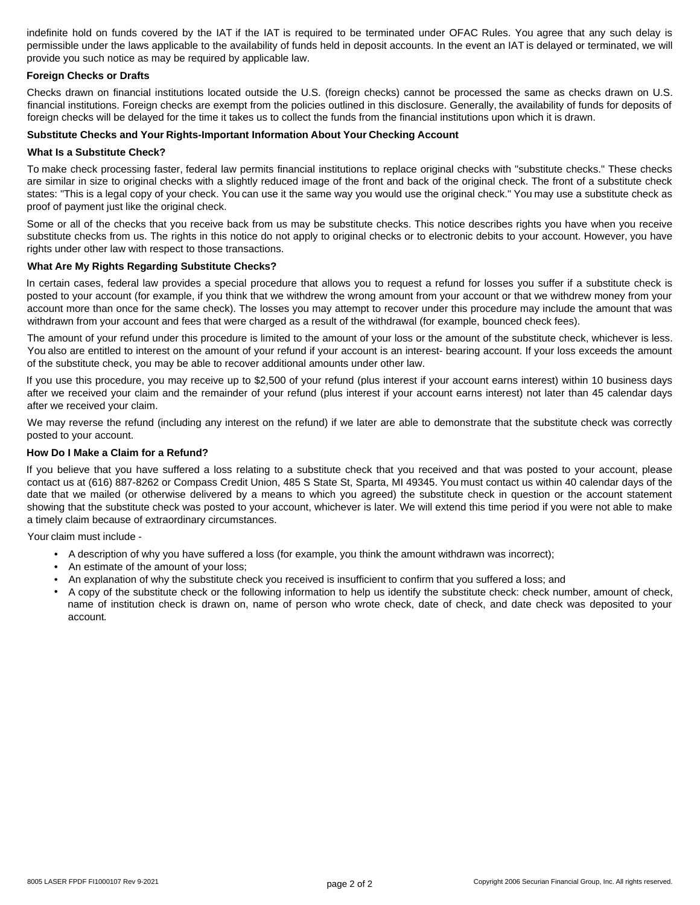indefinite hold on funds covered by the IAT if the IAT is required to be terminated under OFAC Rules. You agree that any such delay is permissible under the laws applicable to the availability of funds held in deposit accounts. In the event an IAT is delayed or terminated, we will provide you such notice as may be required by applicable law.

**Foreign Checks or Drafts**

Checks drawn on financial institutions located outside the U.S. (foreign checks) cannot be processed the same as checks drawn on U.S. financial institutions. Foreign checks are exempt from the policies outlined in this disclosure. Generally, the availability of funds for deposits of foreign checks will be delayed for the time it takes us to collect the funds from the financial institutions upon which it is drawn.

**Substitute Checks and Your Rights-Important Information About Your Checking Account**

**What Is a Substitute Check?**

To make check processing faster, federal law permits financial institutions to replace original checks with "substitute checks." These checks are similar in size to original checks with a slightly reduced image of the front and back of the original check. The front of a substitute check states: "This is a legal copy of your check. You can use it the same way you would use the original check." You may use a substitute check as proof of payment just like the original check.

Some or all of the checks that you receive back from us may be substitute checks. This notice describes rights you have when you receive substitute checks from us. The rights in this notice do not apply to original checks or to electronic debits to your account. However, you have rights under other law with respect to those transactions.

**What Are My Rights Regarding Substitute Checks?**

In certain cases, federal law provides a special procedure that allows you to request a refund for losses you suffer if a substitute check is posted to your account (for example, if you think that we withdrew the wrong amount from your account or that we withdrew money from your account more than once for the same check). The losses you may attempt to recover under this procedure may include the amount that was withdrawn from your account and fees that were charged as a result of the withdrawal (for example, bounced check fees).

The amount of your refund under this procedure is limited to the amount of your loss or the amount of the substitute check, whichever is less. You also are entitled to interest on the amount of your refund if your account is an interest- bearing account. If your loss exceeds the amount of the substitute check, you may be able to recover additional amounts under other law.

If you use this procedure, you may receive up to $2,500 of your refund (plus interest if your account earns interest) within 10 business days after we received your claim and the remainder of your refund (plus interest if your account earns interest) not later than 45 calendar days after we received your claim.

We may reverse the refund (including any interest on the refund) if we later are able to demonstrate that the substitute check was correctly posted to your account.

**How Do I Make a Claim for a Refund?**

If you believe that you have suffered a loss relating to a substitute check that you received and that was posted to your account, please contact us at (616) 887-8262 or Compass Credit Union, 485 S State St, Sparta, MI 49345. You must contact us within 40 calendar days of the date that we mailed (or otherwise delivered by a means to which you agreed) the substitute check in question or the account statement showing that the substitute check was posted to your account, whichever is later. We will extend this time period if you were not able to make a timely claim because of extraordinary circumstances.

Your claim must include -

- A description of why you have suffered a loss (for example, you think the amount withdrawn was incorrect);
- An estimate of the amount of your loss;
- An explanation of why the substitute check you received is insufficient to confirm that you suffered a loss; and
- A copy of the substitute check or the following information to help us identify the substitute check: check number, amount of check, name of institution check is drawn on, name of person who wrote check, date of check, and date check was deposited to your account.

8005 LASER FPDF FI1000107 Rev 9-2021

Copyright 2006 Securian Financial Group, Inc. All rights reserved.